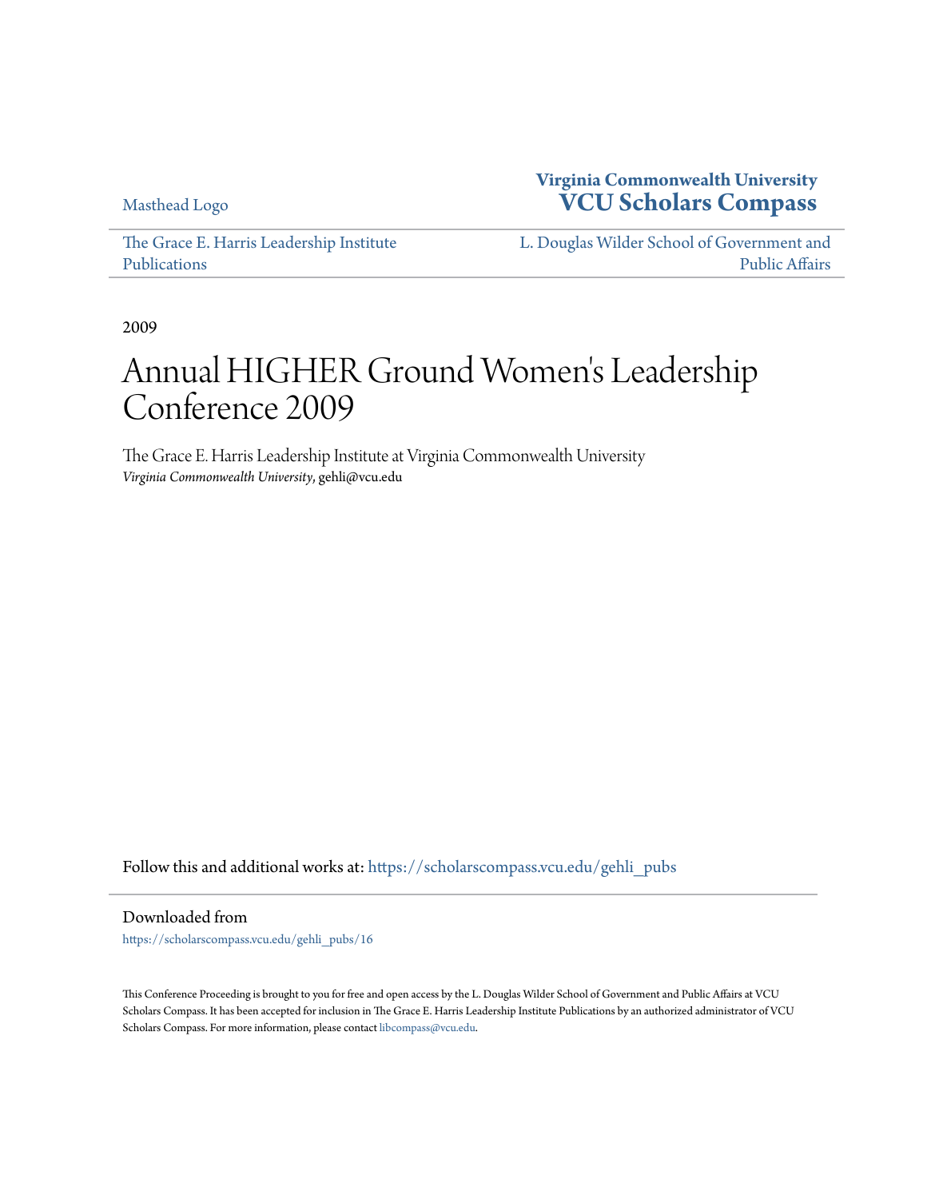Masthead Logo

**Virginia Commonwealth University**
**VCU Scholars Compass**

The Grace E. Harris Leadership Institute Publications

L. Douglas Wilder School of Government and Public Affairs

2009

# Annual HIGHER Ground Women's Leadership Conference 2009

The Grace E. Harris Leadership Institute at Virginia Commonwealth University
*Virginia Commonwealth University*, gehli@vcu.edu

Follow this and additional works at: https://scholarscompass.vcu.edu/gehli_pubs

Downloaded from

https://scholarscompass.vcu.edu/gehli_pubs/16

This Conference Proceeding is brought to you for free and open access by the L. Douglas Wilder School of Government and Public Affairs at VCU Scholars Compass. It has been accepted for inclusion in The Grace E. Harris Leadership Institute Publications by an authorized administrator of VCU Scholars Compass. For more information, please contact libcompass@vcu.edu.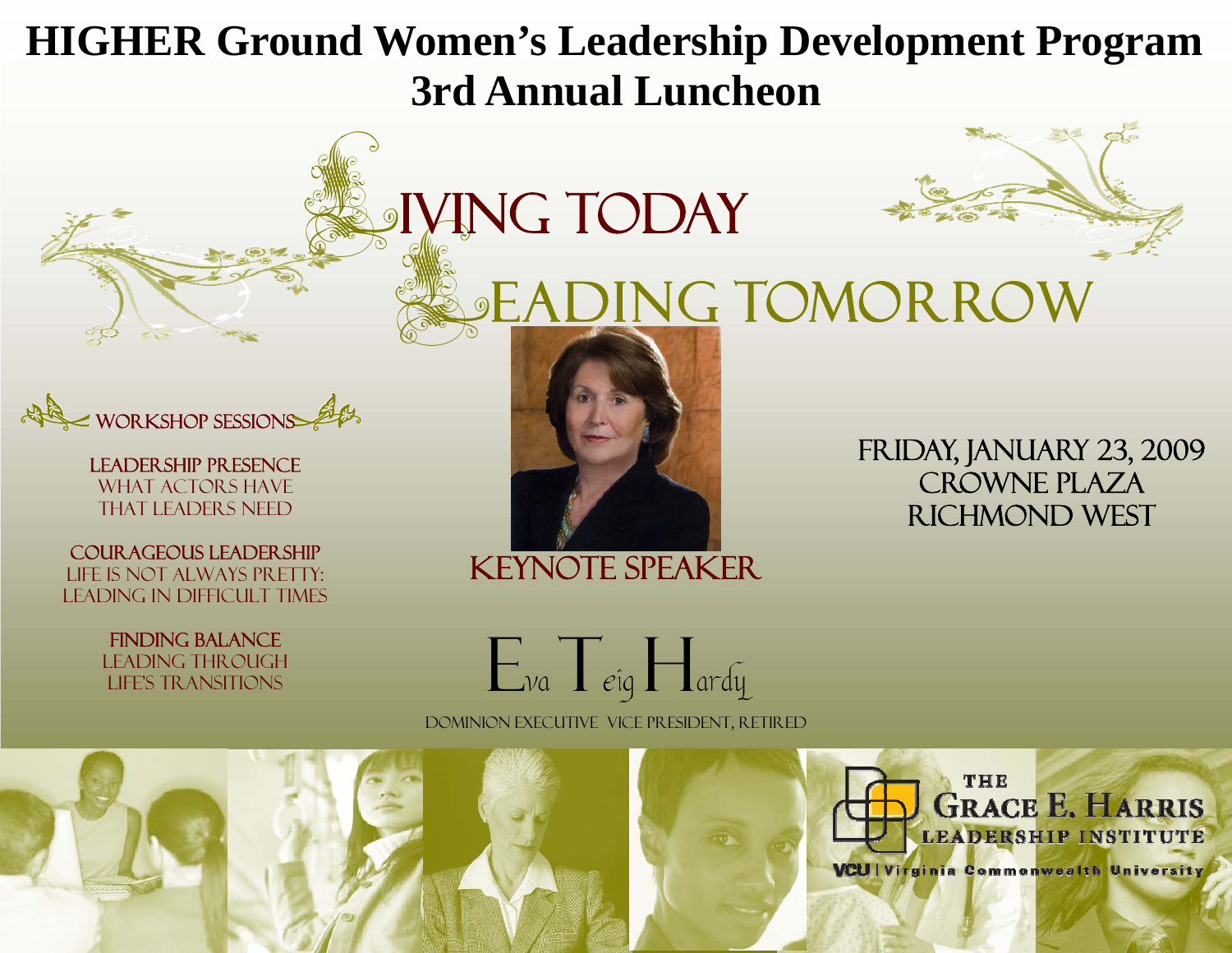# HIGHER Ground Women's Leadership Development Program
# 3rd Annual Luncheon

## Living Today
## Leading Tomorrow

**Workshop Sessions**

**Leadership Presence**
What Actors Have
That Leaders Need

**Courageous Leadership**
Life is Not Always Pretty:
Leading in Difficult Times

**Finding Balance**
Leading Through
Life's Transitions

**Keynote Speaker**

**Eva Teig Hardy**

Dominion Executive Vice President, Retired

Friday, January 23, 2009
Crowne Plaza
Richmond West

The Grace E. Harris Leadership Institute

VCU | Virginia Commonwealth University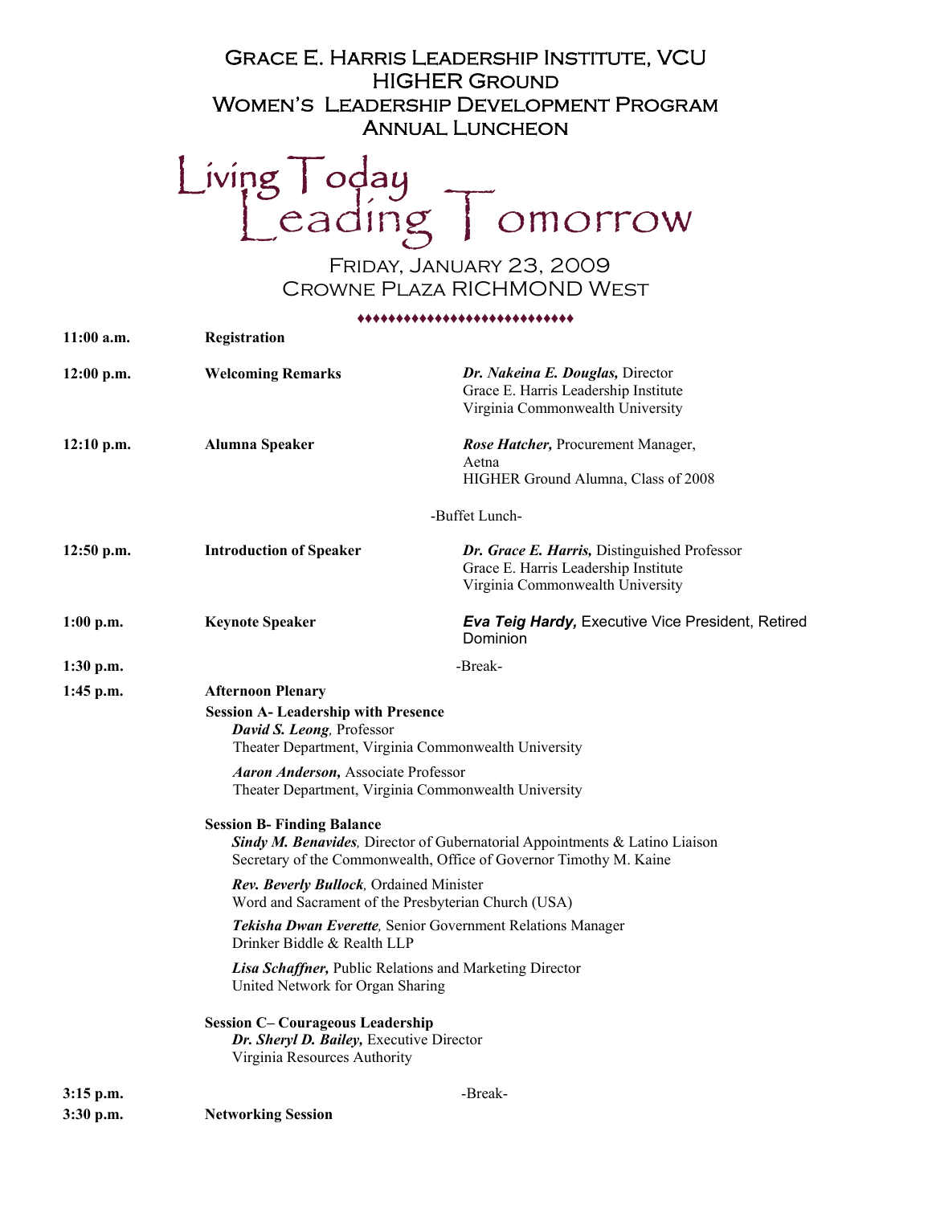# Grace E. Harris Leadership Institute, VCU
## HIGHER Ground
## Women's Leadership Development Program
## Annual Luncheon

# Living Today Leading Tomorrow

Friday, January 23, 2009
Crowne Plaza RICHMOND West

♦♦♦♦♦♦♦♦♦♦♦♦♦♦♦♦♦♦♦♦♦♦♦♦♦♦♦♦

**11:00 a.m.** **Registration**

**12:00 p.m.** **Welcoming Remarks**
***Dr. Nakeina E. Douglas,*** Director
Grace E. Harris Leadership Institute
Virginia Commonwealth University

**12:10 p.m.** **Alumna Speaker**
***Rose Hatcher,*** Procurement Manager,
Aetna
HIGHER Ground Alumna, Class of 2008

-Buffet Lunch-

**12:50 p.m.** **Introduction of Speaker**
***Dr. Grace E. Harris,*** Distinguished Professor
Grace E. Harris Leadership Institute
Virginia Commonwealth University

**1:00 p.m.** **Keynote Speaker**
***Eva Teig Hardy,*** Executive Vice President, Retired
Dominion

**1:30 p.m.** -Break-

**1:45 p.m.** **Afternoon Plenary**

**Session A- Leadership with Presence**

***David S. Leong,*** Professor
Theater Department, Virginia Commonwealth University

***Aaron Anderson,*** Associate Professor
Theater Department, Virginia Commonwealth University

**Session B- Finding Balance**

***Sindy M. Benavides,*** Director of Gubernatorial Appointments & Latino Liaison
Secretary of the Commonwealth, Office of Governor Timothy M. Kaine

***Rev. Beverly Bullock,*** Ordained Minister
Word and Sacrament of the Presbyterian Church (USA)

***Tekisha Dwan Everette,*** Senior Government Relations Manager
Drinker Biddle & Realth LLP

***Lisa Schaffner,*** Public Relations and Marketing Director
United Network for Organ Sharing

**Session C– Courageous Leadership**

***Dr. Sheryl D. Bailey,*** Executive Director
Virginia Resources Authority

**3:15 p.m.** -Break-

**3:30 p.m.** **Networking Session**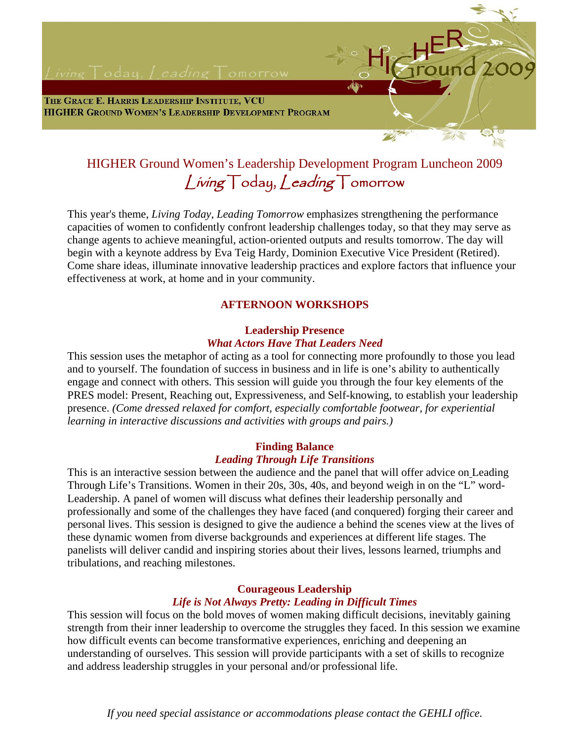Living Today, Leading Tomorrow

THE GRACE E. HARRIS LEADERSHIP INSTITUTE, VCU
HIGHER GROUND WOMEN'S LEADERSHIP DEVELOPMENT PROGRAM

HIGHER Ground 2009

# HIGHER Ground Women's Leadership Development Program Luncheon 2009

## *Living Today, Leading Tomorrow*

This year's theme, *Living Today, Leading Tomorrow* emphasizes strengthening the performance capacities of women to confidently confront leadership challenges today, so that they may serve as change agents to achieve meaningful, action-oriented outputs and results tomorrow. The day will begin with a keynote address by Eva Teig Hardy, Dominion Executive Vice President (Retired). Come share ideas, illuminate innovative leadership practices and explore factors that influence your effectiveness at work, at home and in your community.

### AFTERNOON WORKSHOPS

**Leadership Presence**
***What Actors Have That Leaders Need***

This session uses the metaphor of acting as a tool for connecting more profoundly to those you lead and to yourself. The foundation of success in business and in life is one's ability to authentically engage and connect with others. This session will guide you through the four key elements of the PRES model: Present, Reaching out, Expressiveness, and Self-knowing, to establish your leadership presence. *(Come dressed relaxed for comfort, especially comfortable footwear, for experiential learning in interactive discussions and activities with groups and pairs.)*

**Finding Balance**
***Leading Through Life Transitions***

This is an interactive session between the audience and the panel that will offer advice on Leading Through Life's Transitions. Women in their 20s, 30s, 40s, and beyond weigh in on the "L" word- Leadership. A panel of women will discuss what defines their leadership personally and professionally and some of the challenges they have faced (and conquered) forging their career and personal lives. This session is designed to give the audience a behind the scenes view at the lives of these dynamic women from diverse backgrounds and experiences at different life stages. The panelists will deliver candid and inspiring stories about their lives, lessons learned, triumphs and tribulations, and reaching milestones.

**Courageous Leadership**
***Life is Not Always Pretty: Leading in Difficult Times***

This session will focus on the bold moves of women making difficult decisions, inevitably gaining strength from their inner leadership to overcome the struggles they faced. In this session we examine how difficult events can become transformative experiences, enriching and deepening an understanding of ourselves. This session will provide participants with a set of skills to recognize and address leadership struggles in your personal and/or professional life.

*If you need special assistance or accommodations please contact the GEHLI office.*